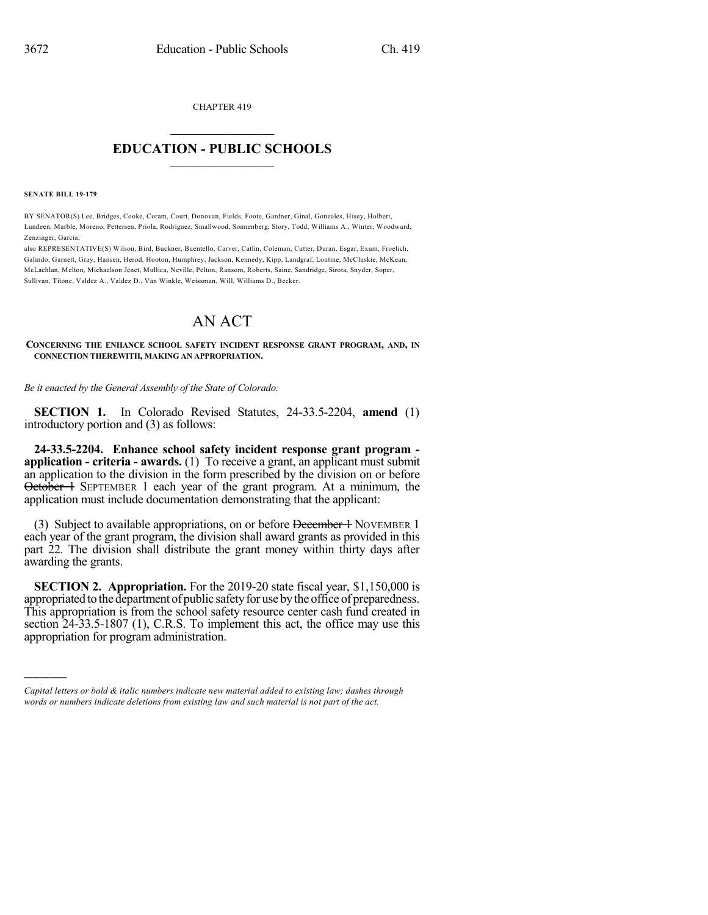CHAPTER 419

# EDUCATION - PUBLIC SCHOOLS

**SENATE BILL 19-179**

BY SENATOR(S) Lee, Bridges, Cooke, Coram, Court, Donovan, Fields, Foote, Gardner, Ginal, Gonzales, Hisey, Holbert, Lundeen, Marble, Moreno, Pettersen, Priola, Rodriguez, Smallwood, Sonnenberg, Story, Todd, Williams A., Winter, Woodward, Zenzinger, Garcia;

also REPRESENTATIVE(S) Wilson, Bird, Buckner, Buentello, Carver, Catlin, Coleman, Cutter, Duran, Esgar, Exum, Froelich, Galindo, Garnett, Gray, Hansen, Herod, Hooton, Humphrey, Jackson, Kennedy, Kipp, Landgraf, Lontine, McCluskie, McKean, McLachlan, Melton, Michaelson Jenet, Mullica, Neville, Pelton, Ransom, Roberts, Saine, Sandridge, Sirota, Snyder, Soper, Sullivan, Titone, Valdez A., Valdez D., Van Winkle, Weissman, Will, Williams D., Becker.

# AN ACT

**CONCERNING THE ENHANCE SCHOOL SAFETY INCIDENT RESPONSE GRANT PROGRAM, AND, IN CONNECTION THEREWITH, MAKING AN APPROPRIATION.**

*Be it enacted by the General Assembly of the State of Colorado:*

**SECTION 1.** In Colorado Revised Statutes, 24-33.5-2204, **amend** (1) introductory portion and (3) as follows:

**24-33.5-2204. Enhance school safety incident response grant program - application - criteria - awards.** (1) To receive a grant, an applicant must submit an application to the division in the form prescribed by the division on or before ~~October 1~~ SEPTEMBER 1 each year of the grant program. At a minimum, the application must include documentation demonstrating that the applicant:

(3) Subject to available appropriations, on or before ~~December 1~~ NOVEMBER 1 each year of the grant program, the division shall award grants as provided in this part 22. The division shall distribute the grant money within thirty days after awarding the grants.

**SECTION 2. Appropriation.** For the 2019-20 state fiscal year, $1,150,000 is appropriated to the department of public safety for use by the office of preparedness. This appropriation is from the school safety resource center cash fund created in section 24-33.5-1807 (1), C.R.S. To implement this act, the office may use this appropriation for program administration.

---

*Capital letters or bold & italic numbers indicate new material added to existing law; dashes through words or numbers indicate deletions from existing law and such material is not part of the act.*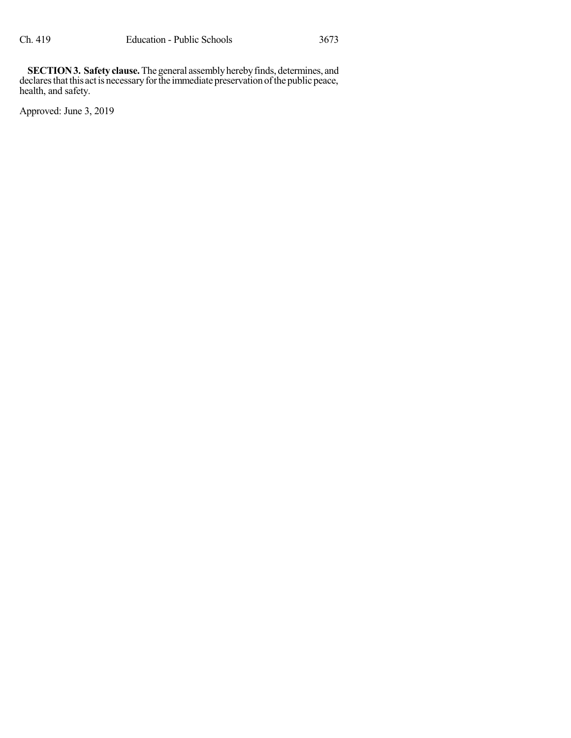**SECTION 3. Safety clause.** The general assembly hereby finds, determines, and declares that this act is necessary for the immediate preservation of the public peace, health, and safety.

Approved: June 3, 2019